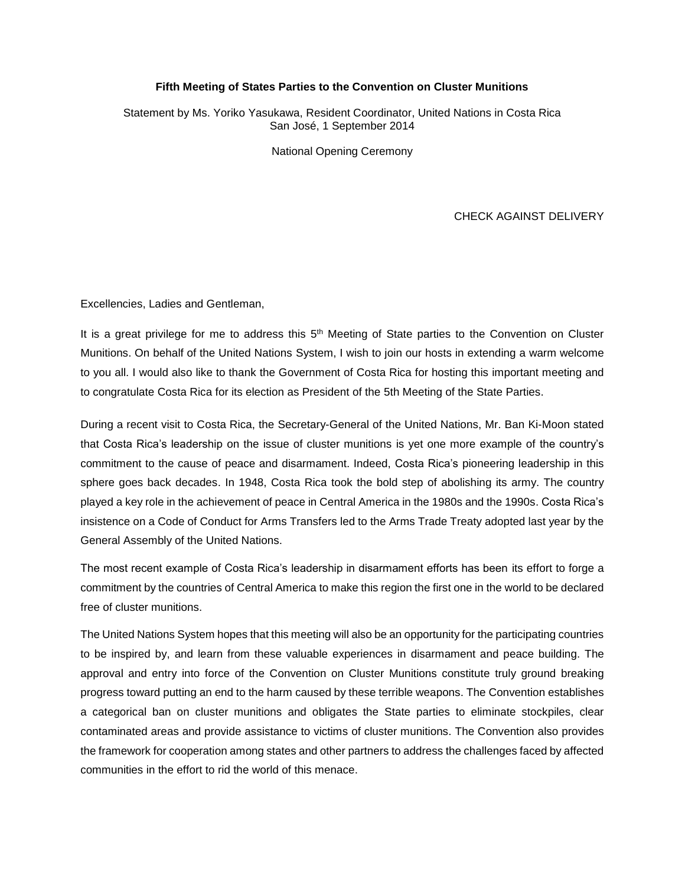**Fifth Meeting of States Parties to the Convention on Cluster Munitions**

Statement by Ms. Yoriko Yasukawa, Resident Coordinator, United Nations in Costa Rica
San José, 1 September 2014

National Opening Ceremony

CHECK AGAINST DELIVERY

Excellencies, Ladies and Gentleman,

It is a great privilege for me to address this 5th Meeting of State parties to the Convention on Cluster Munitions. On behalf of the United Nations System, I wish to join our hosts in extending a warm welcome to you all. I would also like to thank the Government of Costa Rica for hosting this important meeting and to congratulate Costa Rica for its election as President of the 5th Meeting of the State Parties.

During a recent visit to Costa Rica, the Secretary-General of the United Nations, Mr. Ban Ki-Moon stated that Costa Rica's leadership on the issue of cluster munitions is yet one more example of the country's commitment to the cause of peace and disarmament. Indeed, Costa Rica's pioneering leadership in this sphere goes back decades. In 1948, Costa Rica took the bold step of abolishing its army. The country played a key role in the achievement of peace in Central America in the 1980s and the 1990s. Costa Rica's insistence on a Code of Conduct for Arms Transfers led to the Arms Trade Treaty adopted last year by the General Assembly of the United Nations.

The most recent example of Costa Rica's leadership in disarmament efforts has been its effort to forge a commitment by the countries of Central America to make this region the first one in the world to be declared free of cluster munitions.

The United Nations System hopes that this meeting will also be an opportunity for the participating countries to be inspired by, and learn from these valuable experiences in disarmament and peace building. The approval and entry into force of the Convention on Cluster Munitions constitute truly ground breaking progress toward putting an end to the harm caused by these terrible weapons. The Convention establishes a categorical ban on cluster munitions and obligates the State parties to eliminate stockpiles, clear contaminated areas and provide assistance to victims of cluster munitions. The Convention also provides the framework for cooperation among states and other partners to address the challenges faced by affected communities in the effort to rid the world of this menace.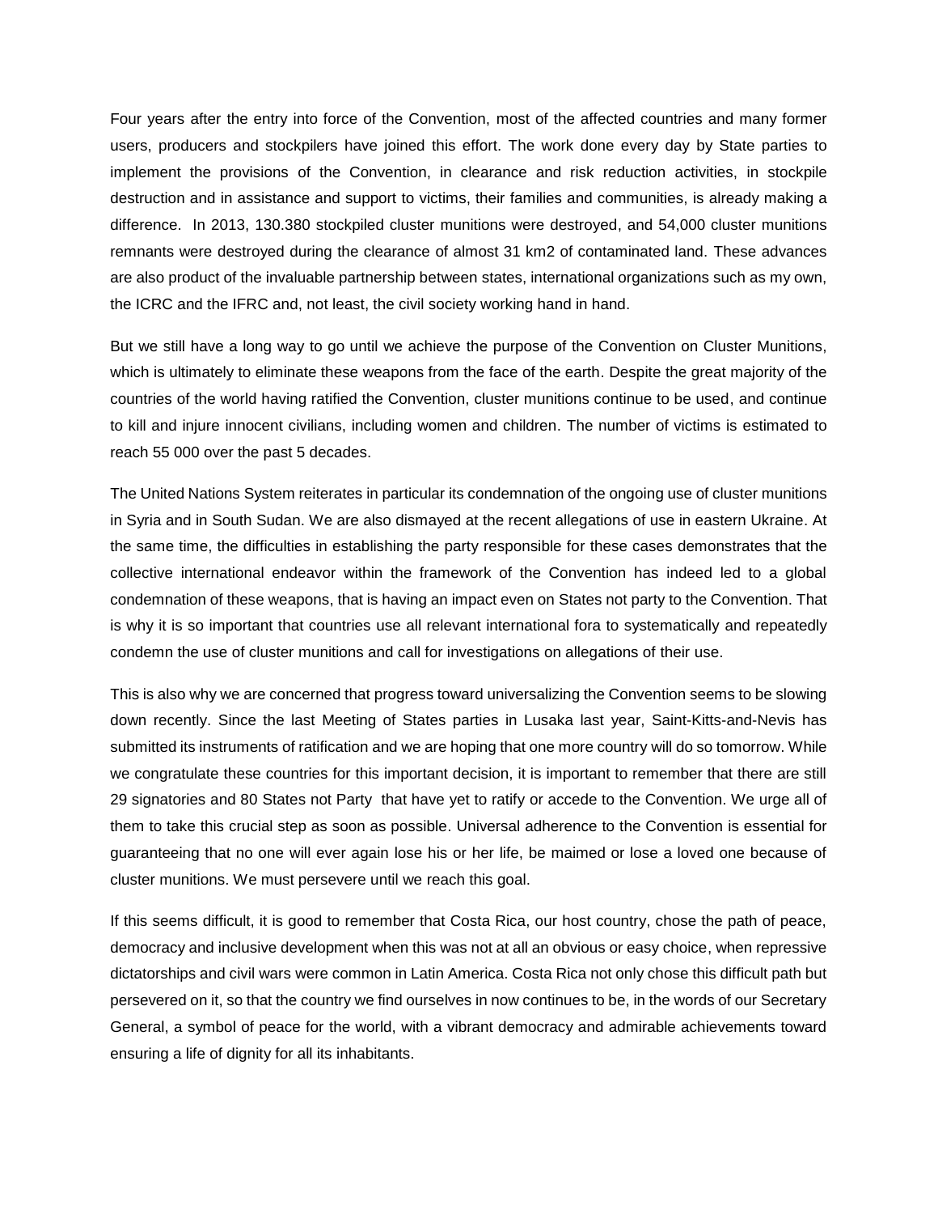Four years after the entry into force of the Convention, most of the affected countries and many former users, producers and stockpilers have joined this effort. The work done every day by State parties to implement the provisions of the Convention, in clearance and risk reduction activities, in stockpile destruction and in assistance and support to victims, their families and communities, is already making a difference.  In 2013, 130.380 stockpiled cluster munitions were destroyed, and 54,000 cluster munitions remnants were destroyed during the clearance of almost 31 km2 of contaminated land. These advances are also product of the invaluable partnership between states, international organizations such as my own, the ICRC and the IFRC and, not least, the civil society working hand in hand.

But we still have a long way to go until we achieve the purpose of the Convention on Cluster Munitions, which is ultimately to eliminate these weapons from the face of the earth. Despite the great majority of the countries of the world having ratified the Convention, cluster munitions continue to be used, and continue to kill and injure innocent civilians, including women and children. The number of victims is estimated to reach 55 000 over the past 5 decades.

The United Nations System reiterates in particular its condemnation of the ongoing use of cluster munitions in Syria and in South Sudan. We are also dismayed at the recent allegations of use in eastern Ukraine. At the same time, the difficulties in establishing the party responsible for these cases demonstrates that the collective international endeavor within the framework of the Convention has indeed led to a global condemnation of these weapons, that is having an impact even on States not party to the Convention. That is why it is so important that countries use all relevant international fora to systematically and repeatedly condemn the use of cluster munitions and call for investigations on allegations of their use.

This is also why we are concerned that progress toward universalizing the Convention seems to be slowing down recently. Since the last Meeting of States parties in Lusaka last year, Saint-Kitts-and-Nevis has submitted its instruments of ratification and we are hoping that one more country will do so tomorrow. While we congratulate these countries for this important decision, it is important to remember that there are still 29 signatories and 80 States not Party that have yet to ratify or accede to the Convention. We urge all of them to take this crucial step as soon as possible. Universal adherence to the Convention is essential for guaranteeing that no one will ever again lose his or her life, be maimed or lose a loved one because of cluster munitions. We must persevere until we reach this goal.

If this seems difficult, it is good to remember that Costa Rica, our host country, chose the path of peace, democracy and inclusive development when this was not at all an obvious or easy choice, when repressive dictatorships and civil wars were common in Latin America. Costa Rica not only chose this difficult path but persevered on it, so that the country we find ourselves in now continues to be, in the words of our Secretary General, a symbol of peace for the world, with a vibrant democracy and admirable achievements toward ensuring a life of dignity for all its inhabitants.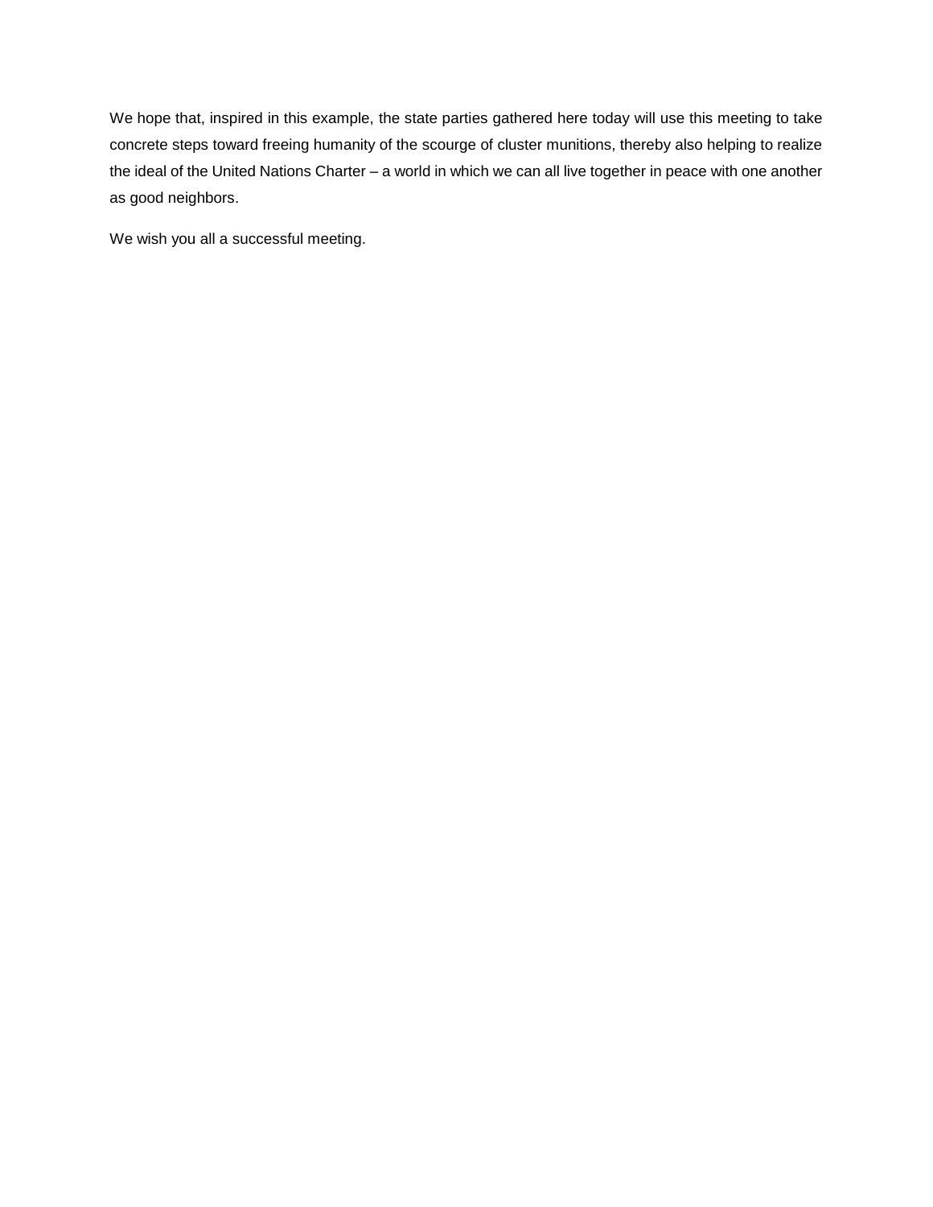We hope that, inspired in this example, the state parties gathered here today will use this meeting to take concrete steps toward freeing humanity of the scourge of cluster munitions, thereby also helping to realize the ideal of the United Nations Charter – a world in which we can all live together in peace with one another as good neighbors.

We wish you all a successful meeting.